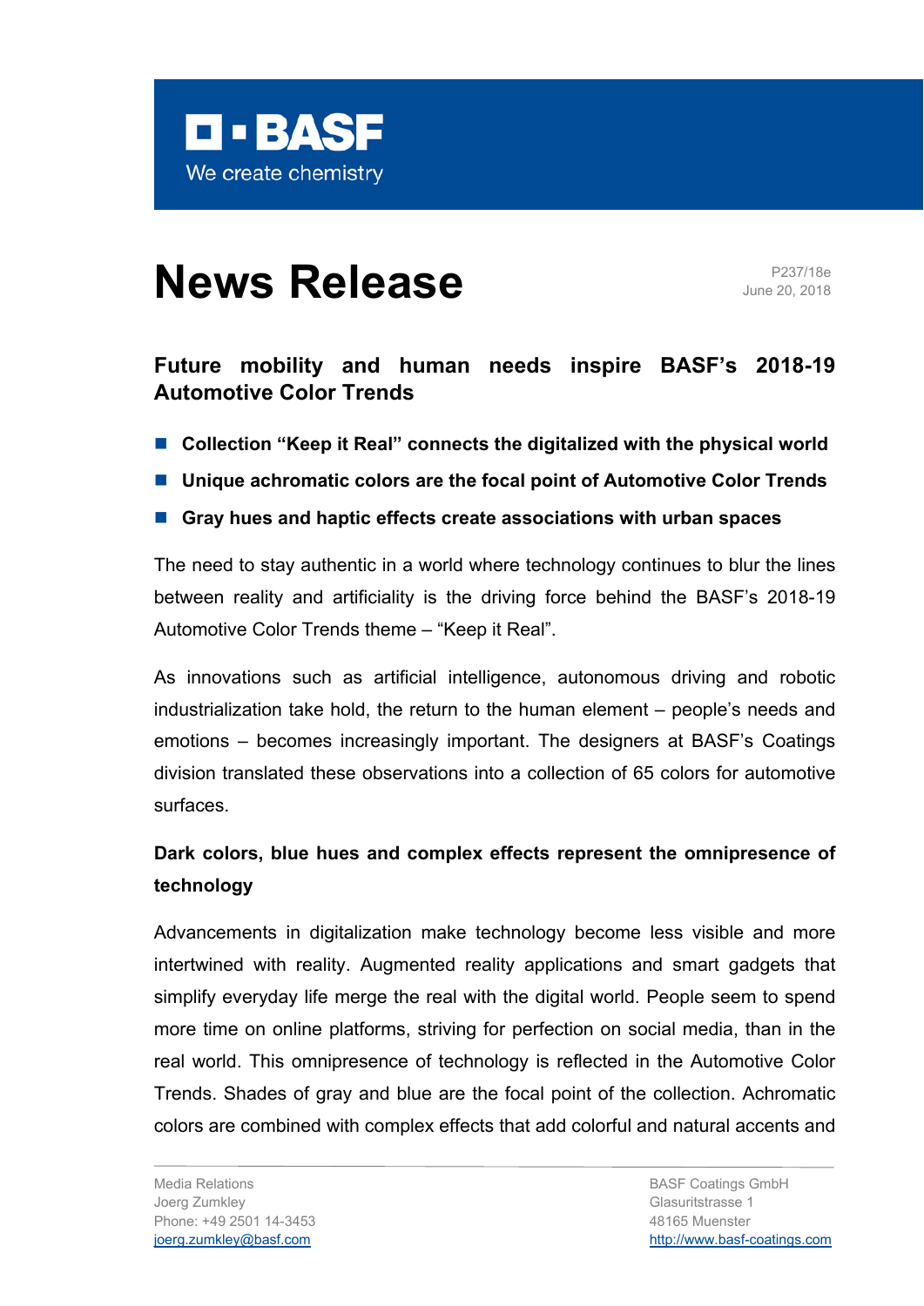# News Release

P237/18e
June 20, 2018

## Future mobility and human needs inspire BASF's 2018-19 Automotive Color Trends

- **Collection "Keep it Real" connects the digitalized with the physical world**
- **Unique achromatic colors are the focal point of Automotive Color Trends**
- **Gray hues and haptic effects create associations with urban spaces**

The need to stay authentic in a world where technology continues to blur the lines between reality and artificiality is the driving force behind the BASF's 2018-19 Automotive Color Trends theme – "Keep it Real".

As innovations such as artificial intelligence, autonomous driving and robotic industrialization take hold, the return to the human element – people's needs and emotions – becomes increasingly important. The designers at BASF's Coatings division translated these observations into a collection of 65 colors for automotive surfaces.

### Dark colors, blue hues and complex effects represent the omnipresence of technology

Advancements in digitalization make technology become less visible and more intertwined with reality. Augmented reality applications and smart gadgets that simplify everyday life merge the real with the digital world. People seem to spend more time on online platforms, striving for perfection on social media, than in the real world. This omnipresence of technology is reflected in the Automotive Color Trends. Shades of gray and blue are the focal point of the collection. Achromatic colors are combined with complex effects that add colorful and natural accents and

Media Relations
Joerg Zumkley
Phone: +49 2501 14-3453
joerg.zumkley@basf.com

BASF Coatings GmbH
Glasuritstrasse 1
48165 Muenster
http://www.basf-coatings.com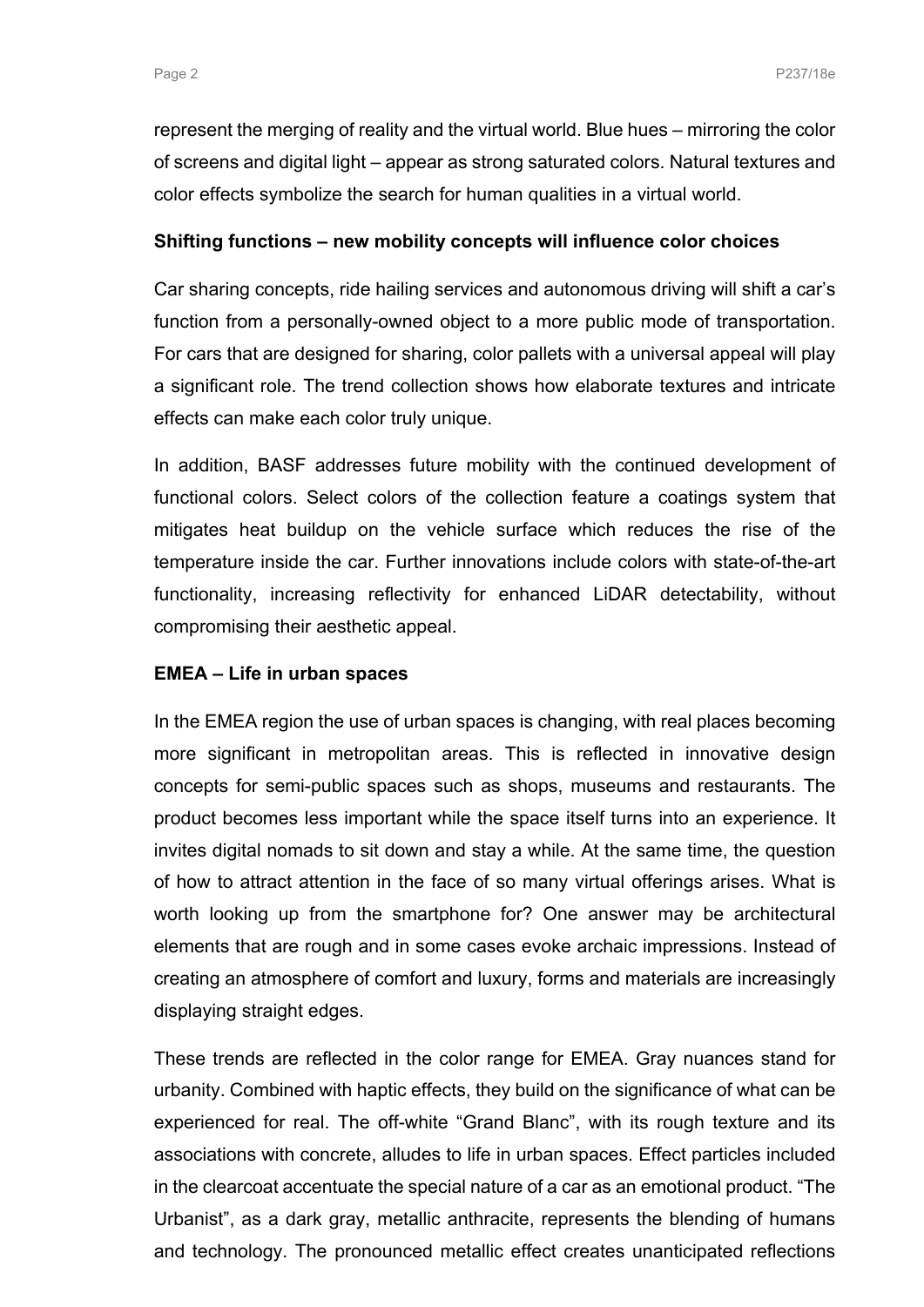represent the merging of reality and the virtual world. Blue hues – mirroring the color of screens and digital light – appear as strong saturated colors. Natural textures and color effects symbolize the search for human qualities in a virtual world.

**Shifting functions – new mobility concepts will influence color choices**

Car sharing concepts, ride hailing services and autonomous driving will shift a car's function from a personally-owned object to a more public mode of transportation. For cars that are designed for sharing, color pallets with a universal appeal will play a significant role. The trend collection shows how elaborate textures and intricate effects can make each color truly unique.

In addition, BASF addresses future mobility with the continued development of functional colors. Select colors of the collection feature a coatings system that mitigates heat buildup on the vehicle surface which reduces the rise of the temperature inside the car. Further innovations include colors with state-of-the-art functionality, increasing reflectivity for enhanced LiDAR detectability, without compromising their aesthetic appeal.

**EMEA – Life in urban spaces**

In the EMEA region the use of urban spaces is changing, with real places becoming more significant in metropolitan areas. This is reflected in innovative design concepts for semi-public spaces such as shops, museums and restaurants. The product becomes less important while the space itself turns into an experience. It invites digital nomads to sit down and stay a while. At the same time, the question of how to attract attention in the face of so many virtual offerings arises. What is worth looking up from the smartphone for? One answer may be architectural elements that are rough and in some cases evoke archaic impressions. Instead of creating an atmosphere of comfort and luxury, forms and materials are increasingly displaying straight edges.

These trends are reflected in the color range for EMEA. Gray nuances stand for urbanity. Combined with haptic effects, they build on the significance of what can be experienced for real. The off-white "Grand Blanc", with its rough texture and its associations with concrete, alludes to life in urban spaces. Effect particles included in the clearcoat accentuate the special nature of a car as an emotional product. "The Urbanist", as a dark gray, metallic anthracite, represents the blending of humans and technology. The pronounced metallic effect creates unanticipated reflections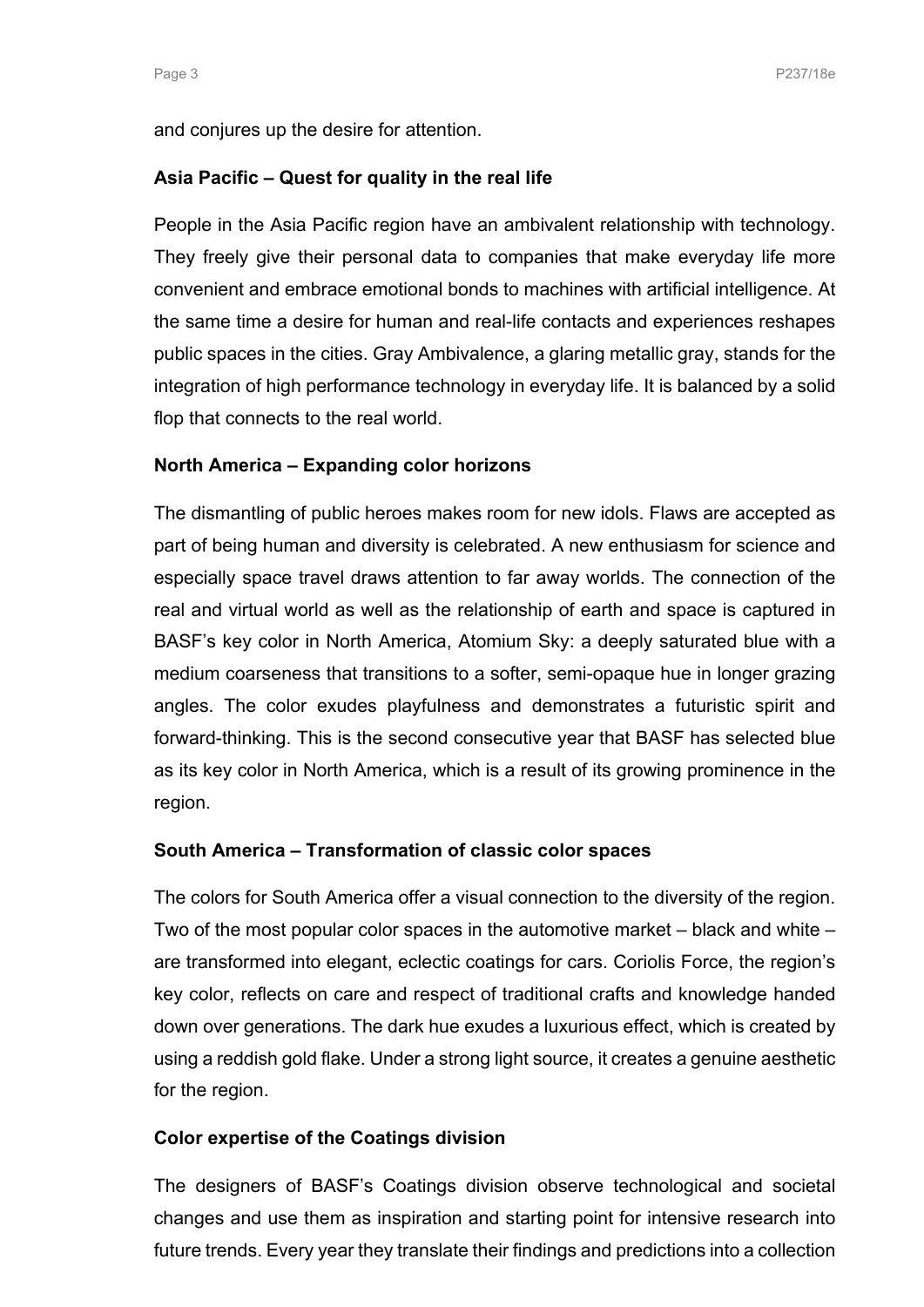and conjures up the desire for attention.

**Asia Pacific – Quest for quality in the real life**

People in the Asia Pacific region have an ambivalent relationship with technology. They freely give their personal data to companies that make everyday life more convenient and embrace emotional bonds to machines with artificial intelligence. At the same time a desire for human and real-life contacts and experiences reshapes public spaces in the cities. Gray Ambivalence, a glaring metallic gray, stands for the integration of high performance technology in everyday life. It is balanced by a solid flop that connects to the real world.

**North America – Expanding color horizons**

The dismantling of public heroes makes room for new idols. Flaws are accepted as part of being human and diversity is celebrated. A new enthusiasm for science and especially space travel draws attention to far away worlds. The connection of the real and virtual world as well as the relationship of earth and space is captured in BASF's key color in North America, Atomium Sky: a deeply saturated blue with a medium coarseness that transitions to a softer, semi-opaque hue in longer grazing angles. The color exudes playfulness and demonstrates a futuristic spirit and forward-thinking. This is the second consecutive year that BASF has selected blue as its key color in North America, which is a result of its growing prominence in the region.

**South America – Transformation of classic color spaces**

The colors for South America offer a visual connection to the diversity of the region. Two of the most popular color spaces in the automotive market – black and white – are transformed into elegant, eclectic coatings for cars. Coriolis Force, the region's key color, reflects on care and respect of traditional crafts and knowledge handed down over generations. The dark hue exudes a luxurious effect, which is created by using a reddish gold flake. Under a strong light source, it creates a genuine aesthetic for the region.

**Color expertise of the Coatings division**

The designers of BASF's Coatings division observe technological and societal changes and use them as inspiration and starting point for intensive research into future trends. Every year they translate their findings and predictions into a collection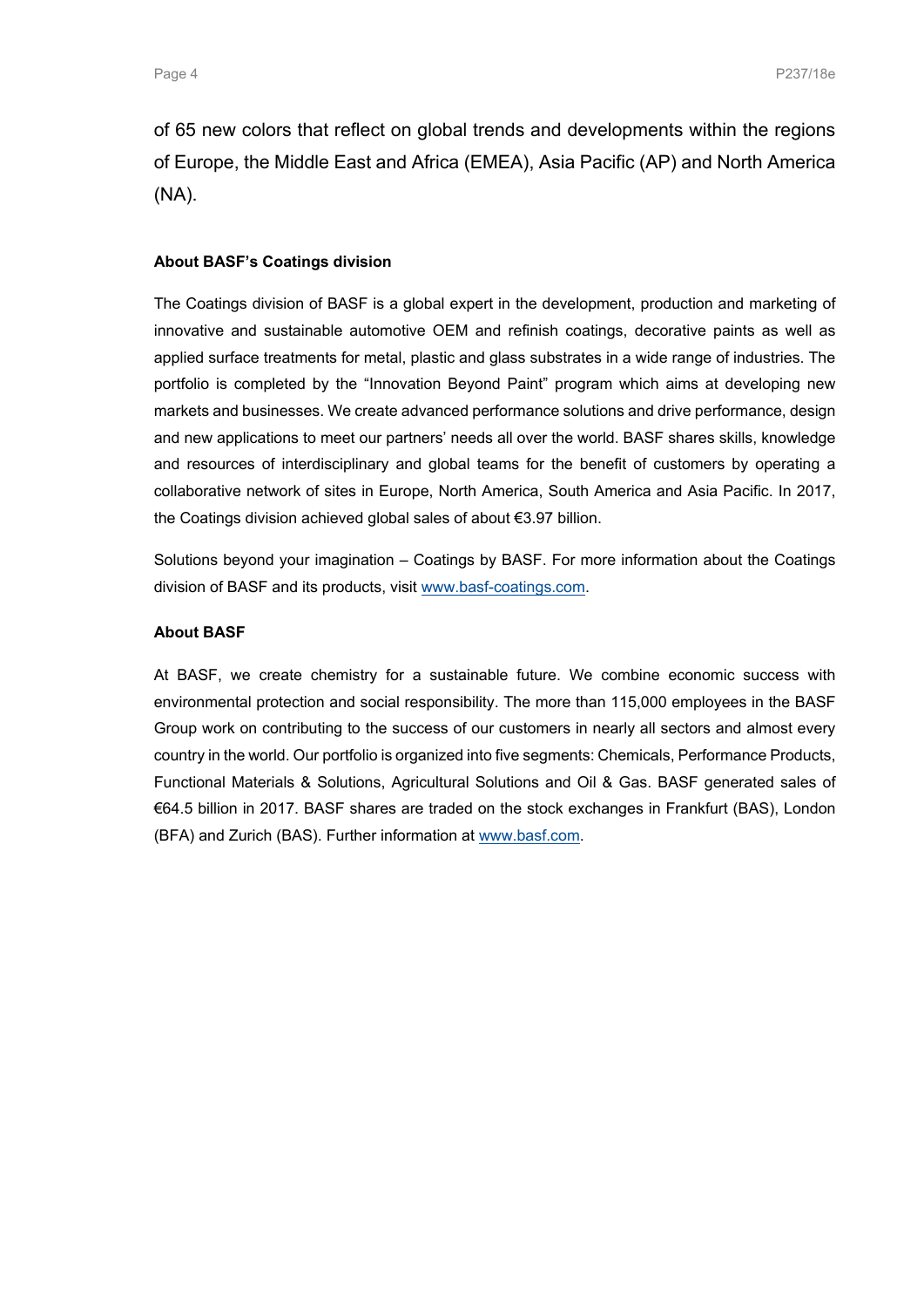of 65 new colors that reflect on global trends and developments within the regions of Europe, the Middle East and Africa (EMEA), Asia Pacific (AP) and North America (NA).

**About BASF's Coatings division**

The Coatings division of BASF is a global expert in the development, production and marketing of innovative and sustainable automotive OEM and refinish coatings, decorative paints as well as applied surface treatments for metal, plastic and glass substrates in a wide range of industries. The portfolio is completed by the "Innovation Beyond Paint" program which aims at developing new markets and businesses. We create advanced performance solutions and drive performance, design and new applications to meet our partners' needs all over the world. BASF shares skills, knowledge and resources of interdisciplinary and global teams for the benefit of customers by operating a collaborative network of sites in Europe, North America, South America and Asia Pacific. In 2017, the Coatings division achieved global sales of about €3.97 billion.

Solutions beyond your imagination – Coatings by BASF. For more information about the Coatings division of BASF and its products, visit www.basf-coatings.com.

**About BASF**

At BASF, we create chemistry for a sustainable future. We combine economic success with environmental protection and social responsibility. The more than 115,000 employees in the BASF Group work on contributing to the success of our customers in nearly all sectors and almost every country in the world. Our portfolio is organized into five segments: Chemicals, Performance Products, Functional Materials & Solutions, Agricultural Solutions and Oil & Gas. BASF generated sales of €64.5 billion in 2017. BASF shares are traded on the stock exchanges in Frankfurt (BAS), London (BFA) and Zurich (BAS). Further information at www.basf.com.